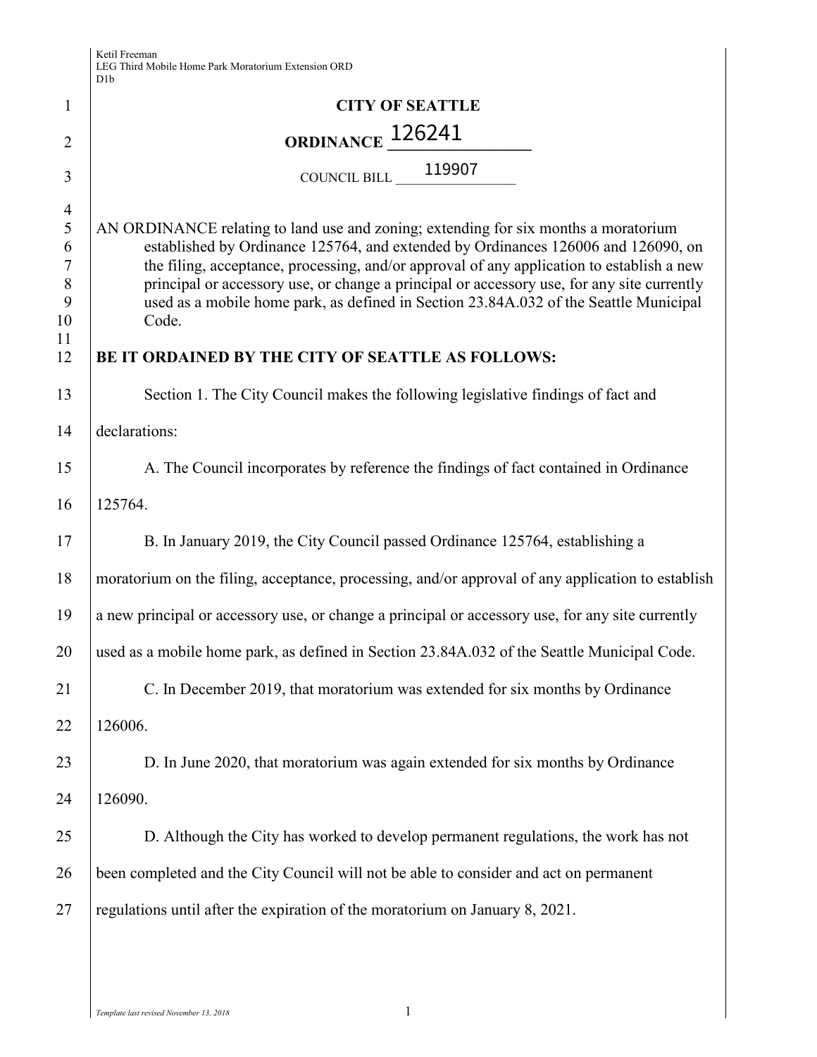# CITY OF SEATTLE

## ORDINANCE 126241

COUNCIL BILL 119907

AN ORDINANCE relating to land use and zoning; extending for six months a moratorium established by Ordinance 125764, and extended by Ordinances 126006 and 126090, on the filing, acceptance, processing, and/or approval of any application to establish a new principal or accessory use, or change a principal or accessory use, for any site currently used as a mobile home park, as defined in Section 23.84A.032 of the Seattle Municipal Code.

**BE IT ORDAINED BY THE CITY OF SEATTLE AS FOLLOWS:**

Section 1. The City Council makes the following legislative findings of fact and declarations:

A. The Council incorporates by reference the findings of fact contained in Ordinance 125764.

B. In January 2019, the City Council passed Ordinance 125764, establishing a moratorium on the filing, acceptance, processing, and/or approval of any application to establish a new principal or accessory use, or change a principal or accessory use, for any site currently used as a mobile home park, as defined in Section 23.84A.032 of the Seattle Municipal Code.

C. In December 2019, that moratorium was extended for six months by Ordinance 126006.

D. In June 2020, that moratorium was again extended for six months by Ordinance 126090.

D. Although the City has worked to develop permanent regulations, the work has not been completed and the City Council will not be able to consider and act on permanent regulations until after the expiration of the moratorium on January 8, 2021.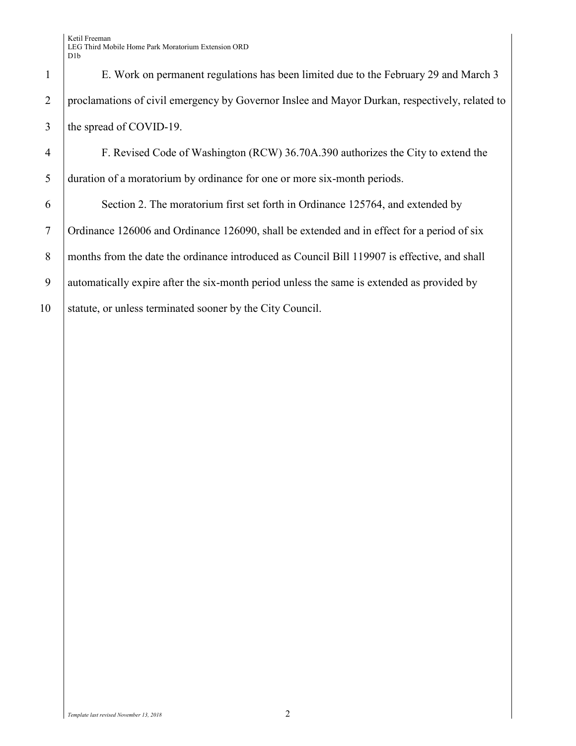E. Work on permanent regulations has been limited due to the February 29 and March 3 proclamations of civil emergency by Governor Inslee and Mayor Durkan, respectively, related to the spread of COVID-19.

F. Revised Code of Washington (RCW) 36.70A.390 authorizes the City to extend the duration of a moratorium by ordinance for one or more six-month periods.

Section 2. The moratorium first set forth in Ordinance 125764, and extended by Ordinance 126006 and Ordinance 126090, shall be extended and in effect for a period of six months from the date the ordinance introduced as Council Bill 119907 is effective, and shall automatically expire after the six-month period unless the same is extended as provided by statute, or unless terminated sooner by the City Council.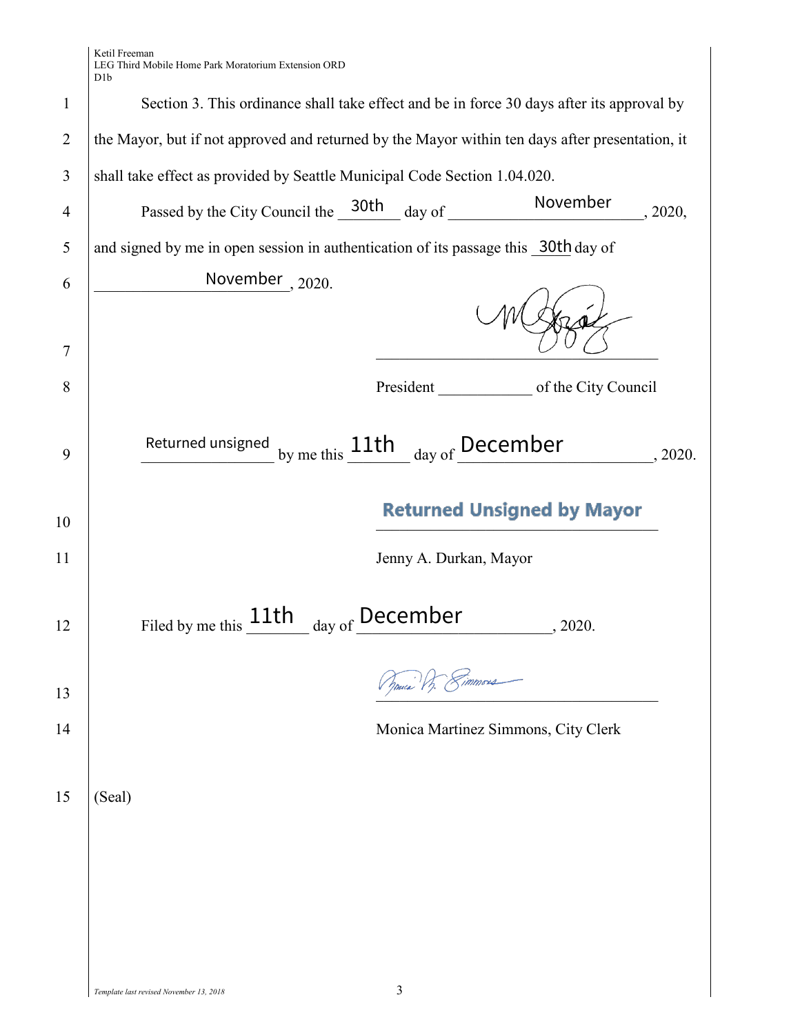Section 3. This ordinance shall take effect and be in force 30 days after its approval by the Mayor, but if not approved and returned by the Mayor within ten days after presentation, it shall take effect as provided by Seattle Municipal Code Section 1.04.020.

Passed by the City Council the 30th day of November, 2020, and signed by me in open session in authentication of its passage this 30th day of November, 2020.

____________________________________

President ____________ of the City Council

Returned unsigned by me this 11th day of December, 2020.

Returned Unsigned by Mayor

____________________________________

Jenny A. Durkan, Mayor

Filed by me this 11th day of December, 2020.

____________________________________

Monica Martinez Simmons, City Clerk

(Seal)